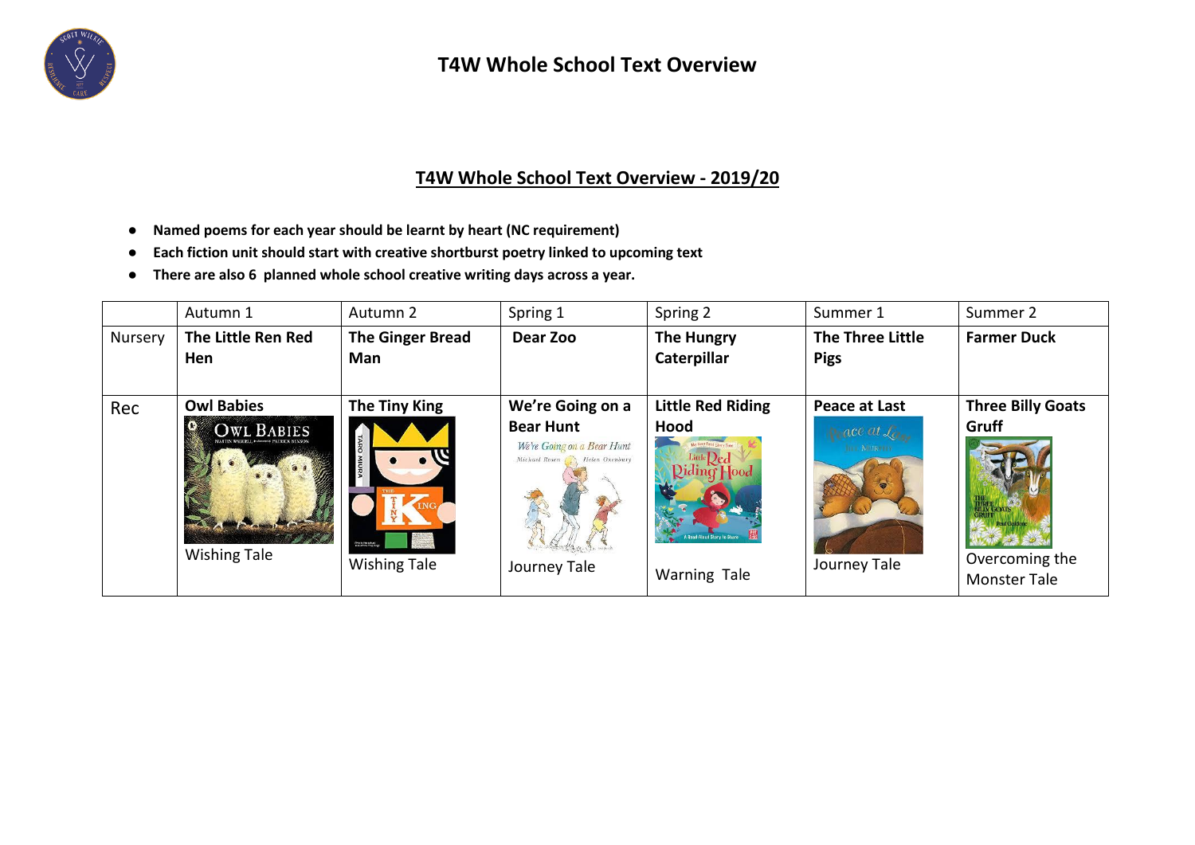# T4W Whole School Text Overview

## T4W Whole School Text Overview - 2019/20

- **Named poems for each year should be learnt by heart (NC requirement)**
- **Each fiction unit should start with creative shortburst poetry linked to upcoming text**
- **There are also 6 planned whole school creative writing days across a year.**

| | Autumn 1 | Autumn 2 | Spring 1 | Spring 2 | Summer 1 | Summer 2 |
|---|---|---|---|---|---|---|
| Nursery | **The Little Ren Red Hen** | **The Ginger Bread Man** | **Dear Zoo** | **The Hungry Caterpillar** | **The Three Little Pigs** | **Farmer Duck** |
| Rec | **Owl Babies**<br>Wishing Tale | **The Tiny King**<br>Wishing Tale | **We're Going on a Bear Hunt**<br>Journey Tale | **Little Red Riding Hood**<br>Warning Tale | **Peace at Last**<br>Journey Tale | **Three Billy Goats Gruff**<br>Overcoming the Monster Tale |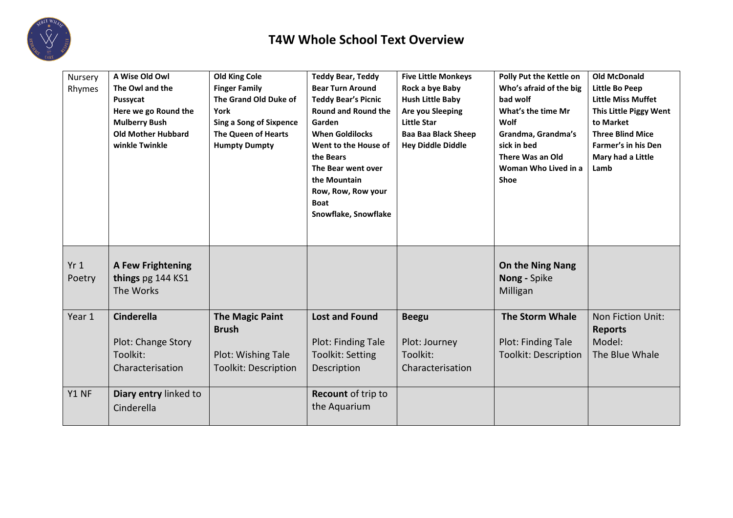# T4W Whole School Text Overview

| | | | | | | |
|---|---|---|---|---|---|---|
| Nursery Rhymes | **A Wise Old Owl**<br>**The Owl and the Pussycat**<br>**Here we go Round the Mulberry Bush**<br>**Old Mother Hubbard**<br>**winkle Twinkle** | **Old King Cole**<br>**Finger Family**<br>**The Grand Old Duke of York**<br>**Sing a Song of Sixpence**<br>**The Queen of Hearts**<br>**Humpty Dumpty** | **Teddy Bear, Teddy Bear Turn Around**<br>**Teddy Bear's Picnic**<br>**Round and Round the Garden**<br>**When Goldilocks Went to the House of the Bears**<br>**The Bear went over the Mountain**<br>**Row, Row, Row your Boat**<br>**Snowflake, Snowflake** | **Five Little Monkeys**<br>**Rock a bye Baby**<br>**Hush Little Baby**<br>**Are you Sleeping**<br>**Little Star**<br>**Baa Baa Black Sheep**<br>**Hey Diddle Diddle** | **Polly Put the Kettle on**<br>**Who's afraid of the big bad wolf**<br>**What's the time Mr Wolf**<br>**Grandma, Grandma's sick in bed**<br>**There Was an Old Woman Who Lived in a Shoe** | **Old McDonald**<br>**Little Bo Peep**<br>**Little Miss Muffet**<br>**This Little Piggy Went to Market**<br>**Three Blind Mice**<br>**Farmer's in his Den**<br>**Mary had a Little Lamb** |
| Yr 1 Poetry | **A Few Frightening things** pg 144 KS1 The Works | | | | **On the Ning Nang Nong -** Spike Milligan | |
| Year 1 | **Cinderella**<br><br>Plot: Change Story<br>Toolkit: Characterisation | **The Magic Paint Brush**<br><br>Plot: Wishing Tale<br>Toolkit: Description | **Lost and Found**<br><br>Plot: Finding Tale<br>Toolkit: Setting Description | **Beegu**<br><br>Plot: Journey<br>Toolkit: Characterisation | **The Storm Whale**<br><br>Plot: Finding Tale<br>Toolkit: Description | Non Fiction Unit: **Reports**<br>Model:<br>The Blue Whale |
| Y1 NF | **Diary entry** linked to Cinderella | | **Recount** of trip to the Aquarium | | | |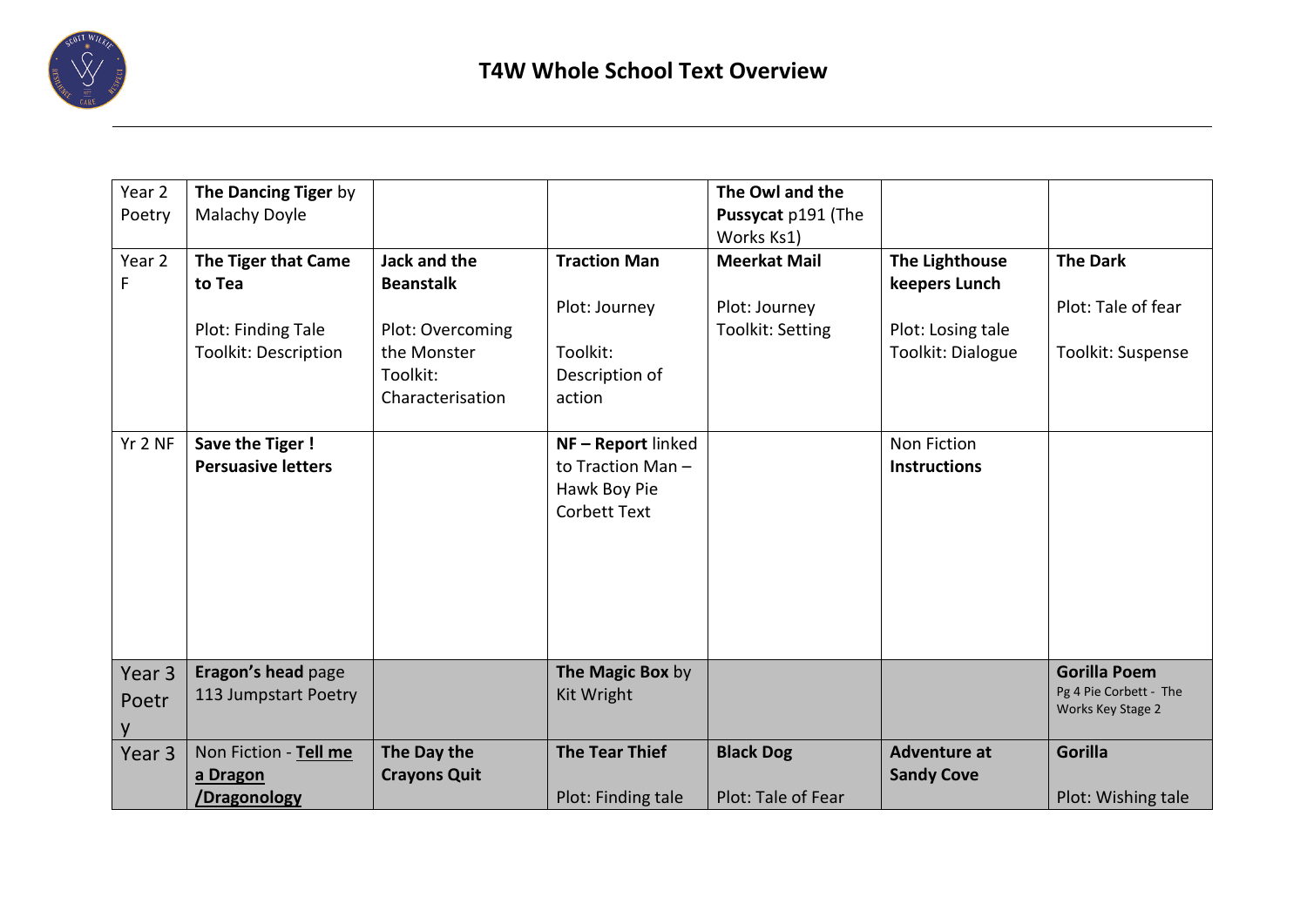# T4W Whole School Text Overview

| | | | | | | |
|---|---|---|---|---|---|---|
| Year 2 Poetry | **The Dancing Tiger** by Malachy Doyle | | | **The Owl and the Pussycat** p191 (The Works Ks1) | | |
| Year 2 F | **The Tiger that Came to Tea**<br><br>Plot: Finding Tale<br>Toolkit: Description | **Jack and the Beanstalk**<br><br>Plot: Overcoming the Monster<br>Toolkit: Characterisation | **Traction Man**<br><br>Plot: Journey<br><br>Toolkit: Description of action | **Meerkat Mail**<br><br>Plot: Journey<br>Toolkit: Setting | **The Lighthouse keepers Lunch**<br><br>Plot: Losing tale<br>Toolkit: Dialogue | **The Dark**<br><br>Plot: Tale of fear<br><br>Toolkit: Suspense |
| Yr 2 NF | **Save the Tiger ! Persuasive letters** | | **NF – Report** linked to Traction Man – Hawk Boy Pie Corbett Text | | Non Fiction **Instructions** | |
| Year 3 Poetry | **Eragon's head** page 113 Jumpstart Poetry | | **The Magic Box** by Kit Wright | | | **Gorilla Poem**<br>Pg 4 Pie Corbett - The Works Key Stage 2 |
| Year 3 | Non Fiction - **Tell me a Dragon /Dragonology** | **The Day the Crayons Quit** | **The Tear Thief**<br><br>Plot: Finding tale | **Black Dog**<br><br>Plot: Tale of Fear | **Adventure at Sandy Cove** | **Gorilla**<br><br>Plot: Wishing tale |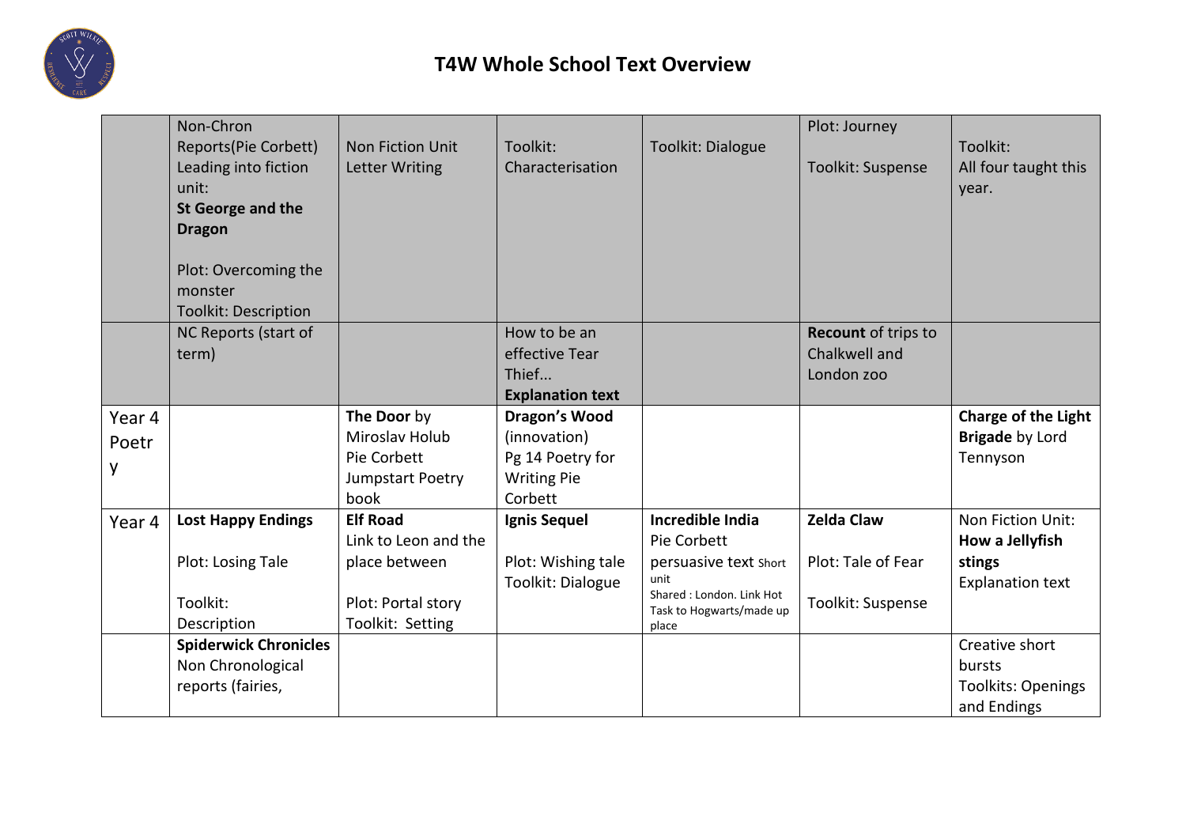# T4W Whole School Text Overview

| | | | | | | |
|---|---|---|---|---|---|---|
| | Non-Chron Reports(Pie Corbett) Leading into fiction unit: **St George and the Dragon**<br><br>Plot: Overcoming the monster<br>Toolkit: Description | Non Fiction Unit Letter Writing | Toolkit: Characterisation | Toolkit: Dialogue | Plot: Journey<br><br>Toolkit: Suspense | Toolkit: All four taught this year. |
| | NC Reports (start of term) | | How to be an effective Tear Thief... **Explanation text** | | **Recount** of trips to Chalkwell and London zoo | |
| Year 4 Poetry | | **The Door** by Miroslav Holub Pie Corbett Jumpstart Poetry book | **Dragon's Wood** (innovation) Pg 14 Poetry for Writing Pie Corbett | | | **Charge of the Light Brigade** by Lord Tennyson |
| Year 4 | **Lost Happy Endings**<br><br>Plot: Losing Tale<br><br>Toolkit: Description | **Elf Road** Link to Leon and the place between<br><br>Plot: Portal story<br>Toolkit: Setting | **Ignis Sequel**<br><br>Plot: Wishing tale<br>Toolkit: Dialogue | **Incredible India** Pie Corbett persuasive text Short unit<br>Shared : London. Link Hot Task to Hogwarts/made up place | **Zelda Claw**<br><br>Plot: Tale of Fear<br><br>Toolkit: Suspense | Non Fiction Unit: **How a Jellyfish stings** Explanation text |
| | **Spiderwick Chronicles** Non Chronological reports (fairies, | | | | | Creative short bursts<br>Toolkits: Openings and Endings |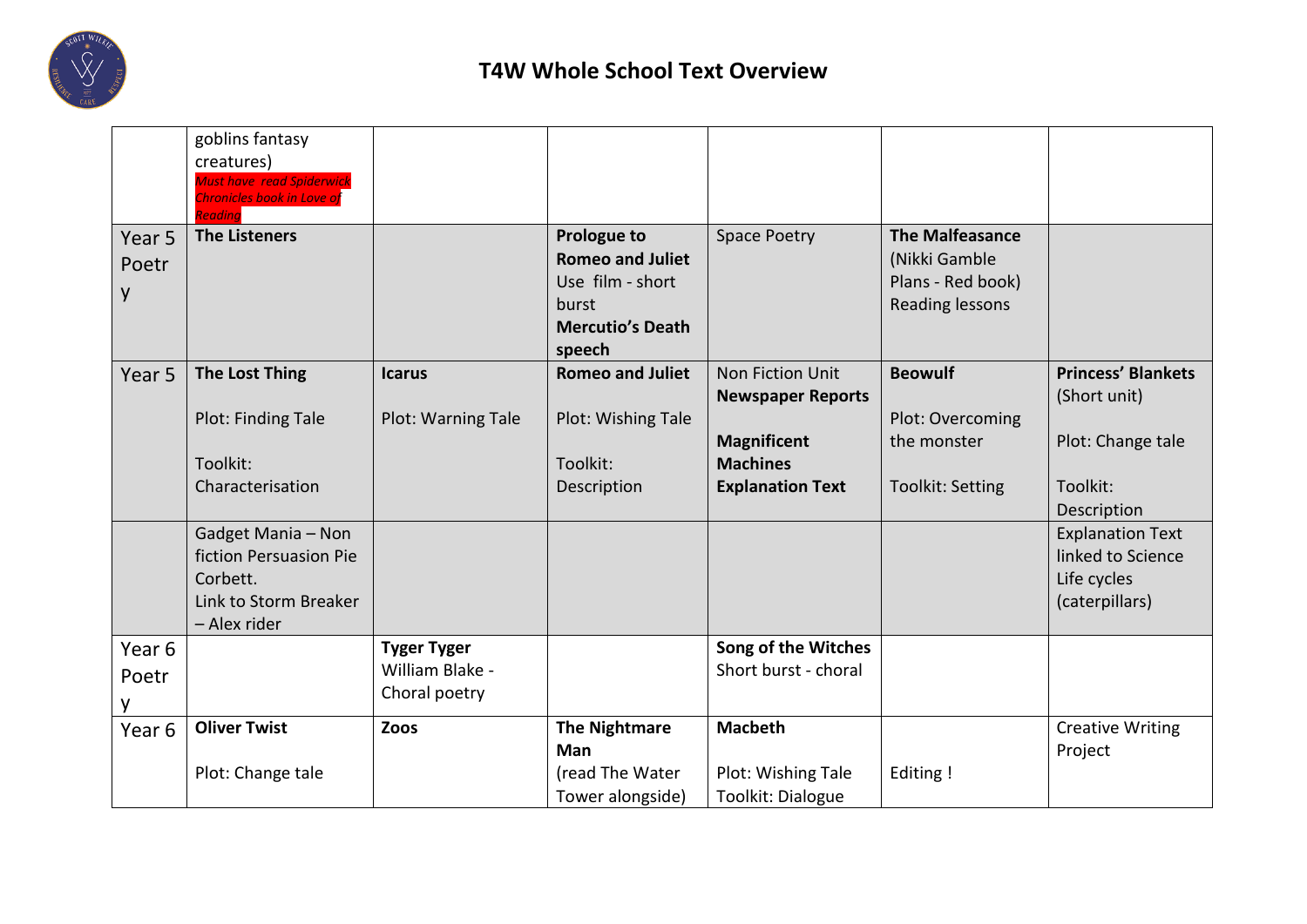# T4W Whole School Text Overview

| | | | | | | |
|---|---|---|---|---|---|---|
| | goblins fantasy creatures) *Must have read Spiderwick Chronicles book in Love of Reading* | | | | | |
| Year 5 Poetry | **The Listeners** | | **Prologue to Romeo and Juliet** Use film - short burst **Mercutio's Death speech** | Space Poetry | **The Malfeasance** (Nikki Gamble Plans - Red book) Reading lessons | |
| Year 5 | **The Lost Thing** Plot: Finding Tale Toolkit: Characterisation | **Icarus** Plot: Warning Tale | **Romeo and Juliet** Plot: Wishing Tale Toolkit: Description | Non Fiction Unit **Newspaper Reports** **Magnificent Machines** **Explanation Text** | **Beowulf** Plot: Overcoming the monster Toolkit: Setting | **Princess' Blankets** (Short unit) Plot: Change tale Toolkit: Description |
| | Gadget Mania – Non fiction Persuasion Pie Corbett. Link to Storm Breaker – Alex rider | | | | | Explanation Text linked to Science Life cycles (caterpillars) |
| Year 6 Poetry | | **Tyger Tyger** William Blake - Choral poetry | | **Song of the Witches** Short burst - choral | | |
| Year 6 | **Oliver Twist** Plot: Change tale | **Zoos** | **The Nightmare Man** (read The Water Tower alongside) | **Macbeth** Plot: Wishing Tale Toolkit: Dialogue | Editing ! | Creative Writing Project |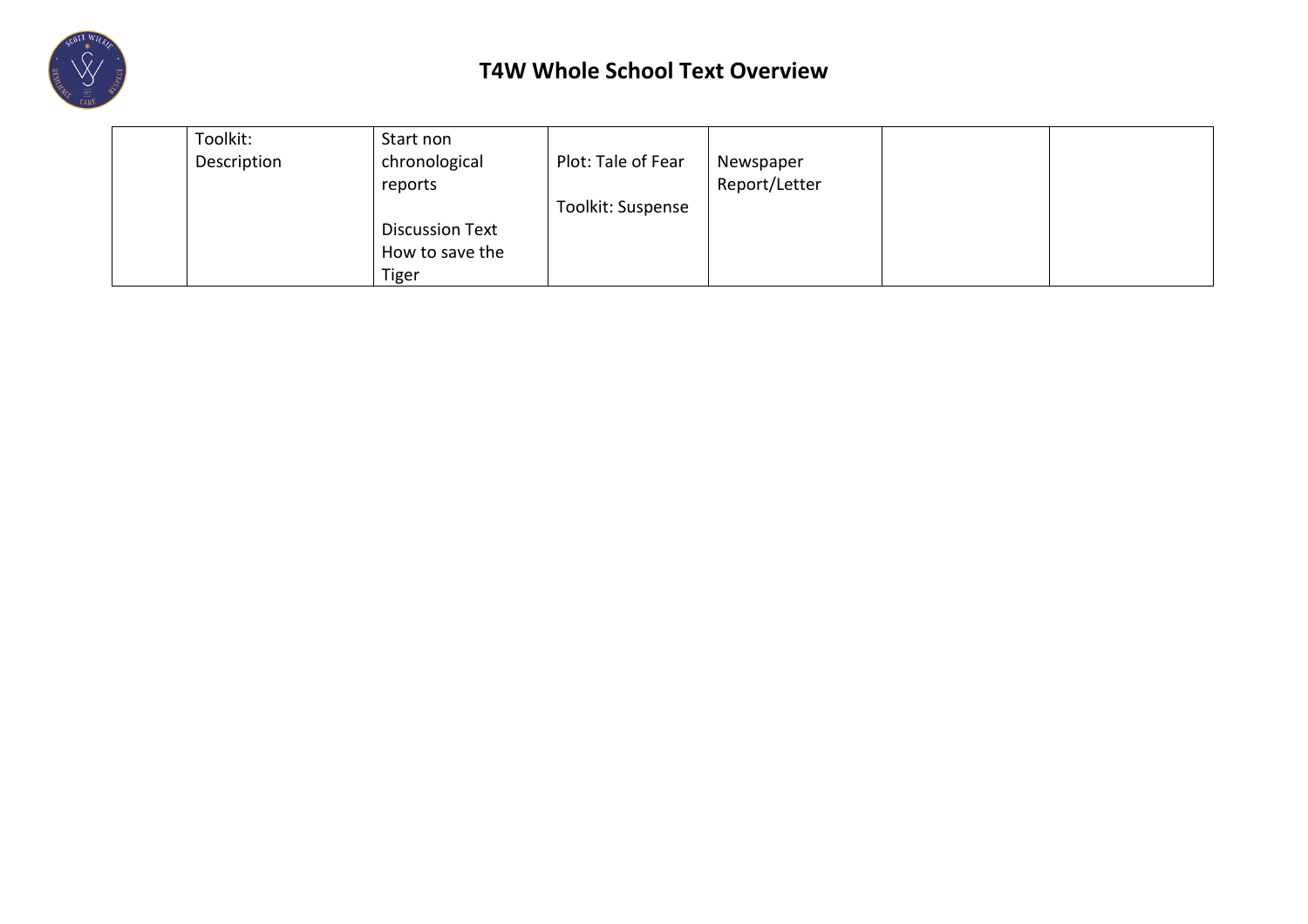# T4W Whole School Text Overview

| | | | | | | |
|---|---|---|---|---|---|---|
| | Toolkit: Description | Start non chronological reports<br><br>Discussion Text How to save the Tiger | Plot: Tale of Fear<br><br>Toolkit: Suspense | Newspaper Report/Letter | | |